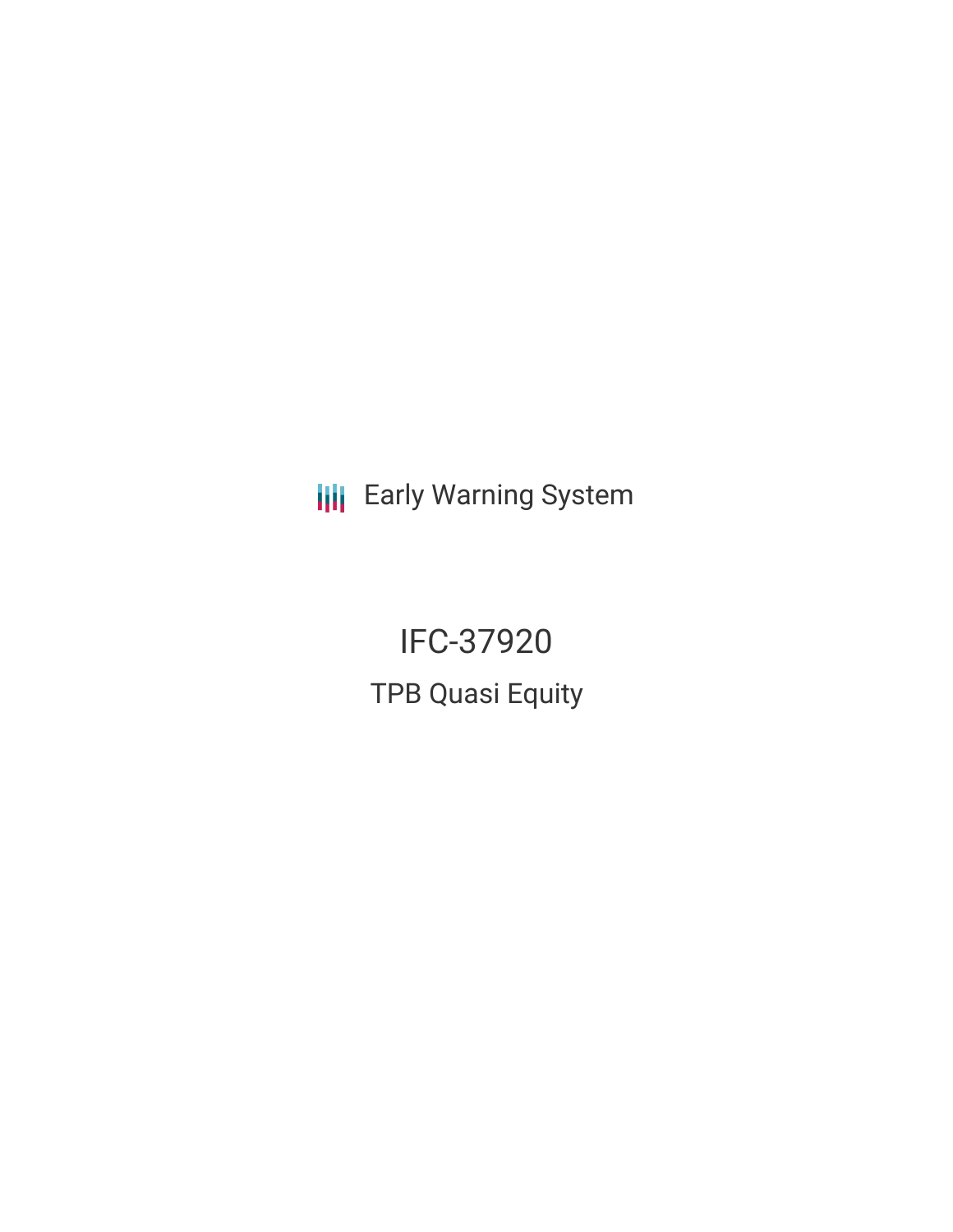Early Warning System

# IFC-37920

## TPB Quasi Equity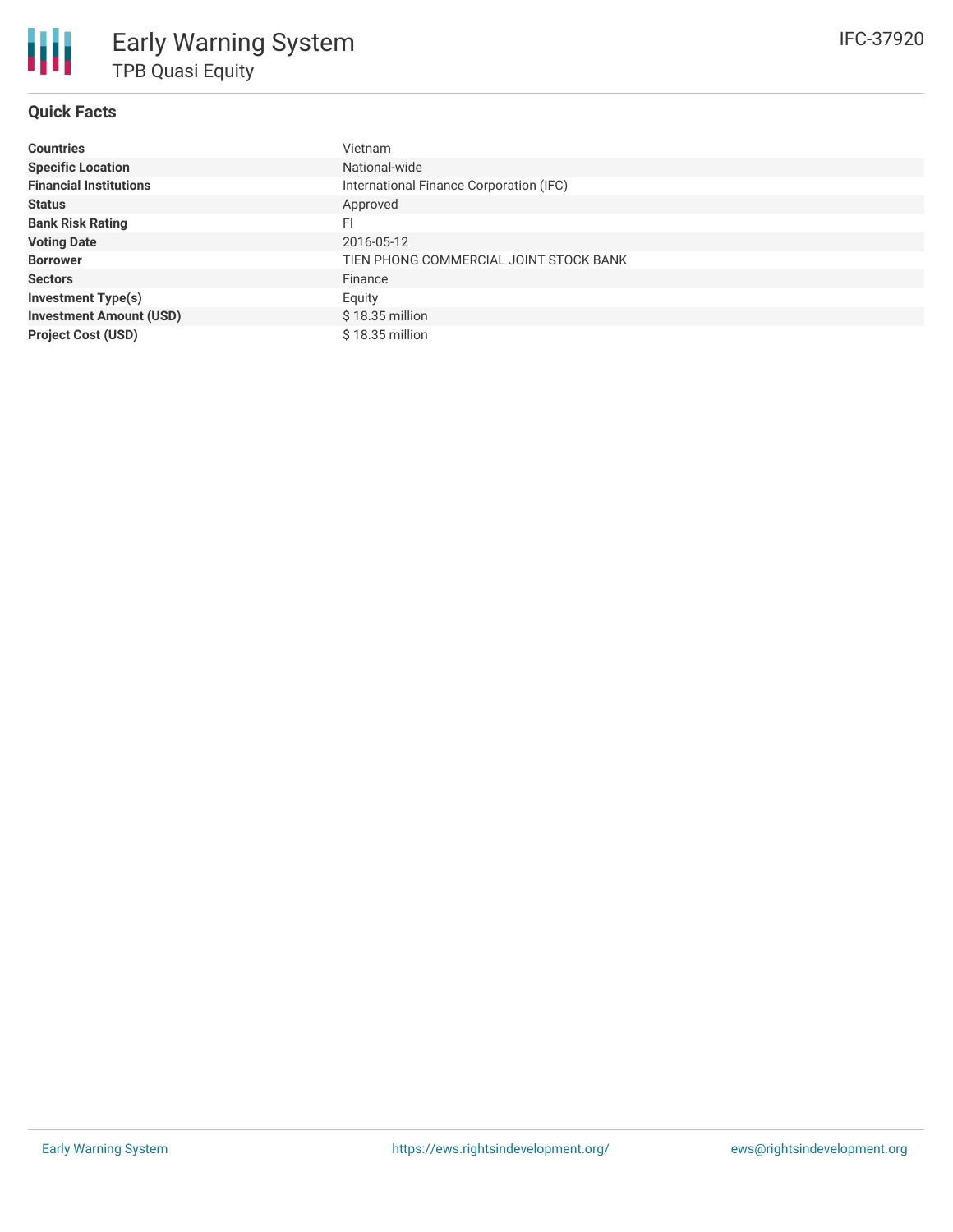# Early Warning System

## TPB Quasi Equity

IFC-37920

### Quick Facts

| | |
|---|---|
| **Countries** | Vietnam |
| **Specific Location** | National-wide |
| **Financial Institutions** | International Finance Corporation (IFC) |
| **Status** | Approved |
| **Bank Risk Rating** | FI |
| **Voting Date** | 2016-05-12 |
| **Borrower** | TIEN PHONG COMMERCIAL JOINT STOCK BANK |
| **Sectors** | Finance |
| **Investment Type(s)** | Equity |
| **Investment Amount (USD)** | $ 18.35 million |
| **Project Cost (USD)** | $ 18.35 million |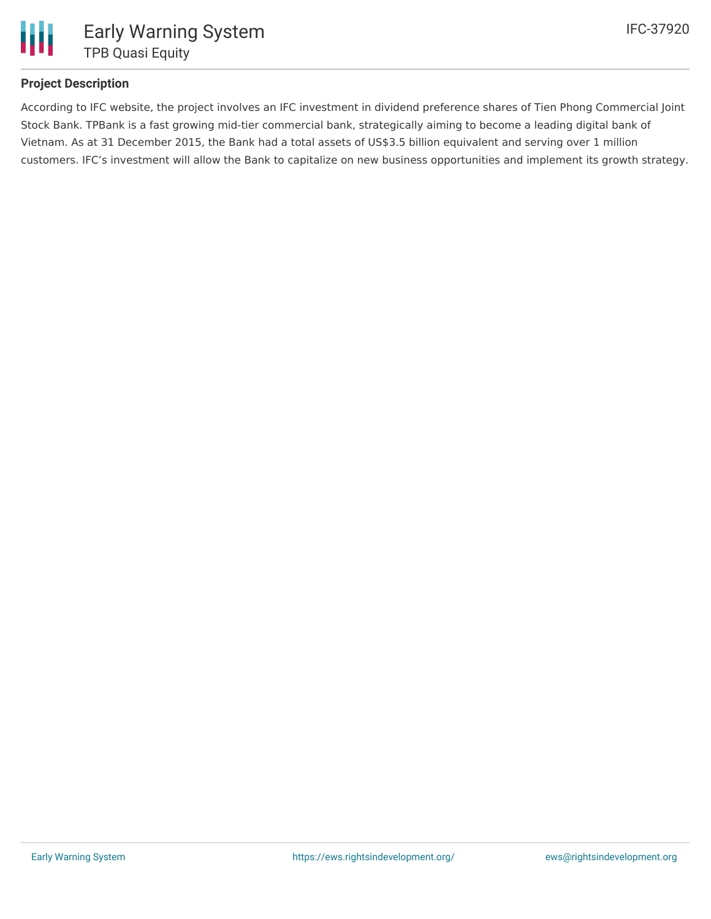## Project Description

According to IFC website, the project involves an IFC investment in dividend preference shares of Tien Phong Commercial Joint Stock Bank. TPBank is a fast growing mid-tier commercial bank, strategically aiming to become a leading digital bank of Vietnam. As at 31 December 2015, the Bank had a total assets of US$3.5 billion equivalent and serving over 1 million customers. IFC's investment will allow the Bank to capitalize on new business opportunities and implement its growth strategy.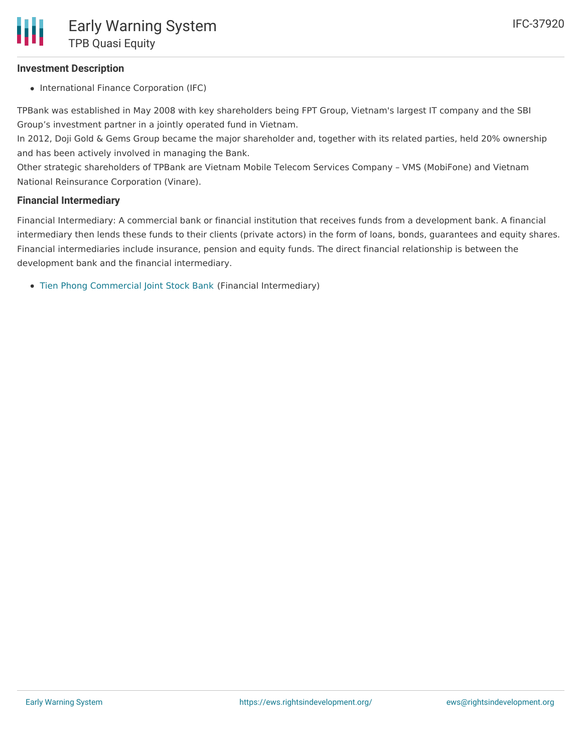### Investment Description

- International Finance Corporation (IFC)

TPBank was established in May 2008 with key shareholders being FPT Group, Vietnam's largest IT company and the SBI Group's investment partner in a jointly operated fund in Vietnam.
In 2012, Doji Gold & Gems Group became the major shareholder and, together with its related parties, held 20% ownership and has been actively involved in managing the Bank.
Other strategic shareholders of TPBank are Vietnam Mobile Telecom Services Company – VMS (MobiFone) and Vietnam National Reinsurance Corporation (Vinare).

### Financial Intermediary

Financial Intermediary: A commercial bank or financial institution that receives funds from a development bank. A financial intermediary then lends these funds to their clients (private actors) in the form of loans, bonds, guarantees and equity shares. Financial intermediaries include insurance, pension and equity funds. The direct financial relationship is between the development bank and the financial intermediary.

- Tien Phong Commercial Joint Stock Bank (Financial Intermediary)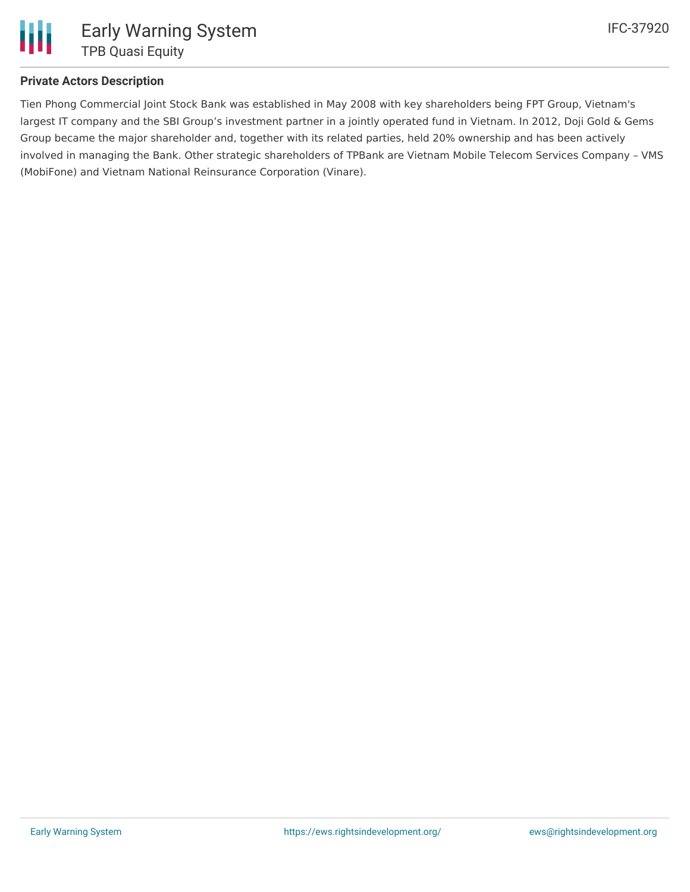**Private Actors Description**

Tien Phong Commercial Joint Stock Bank was established in May 2008 with key shareholders being FPT Group, Vietnam's largest IT company and the SBI Group's investment partner in a jointly operated fund in Vietnam. In 2012, Doji Gold & Gems Group became the major shareholder and, together with its related parties, held 20% ownership and has been actively involved in managing the Bank. Other strategic shareholders of TPBank are Vietnam Mobile Telecom Services Company – VMS (MobiFone) and Vietnam National Reinsurance Corporation (Vinare).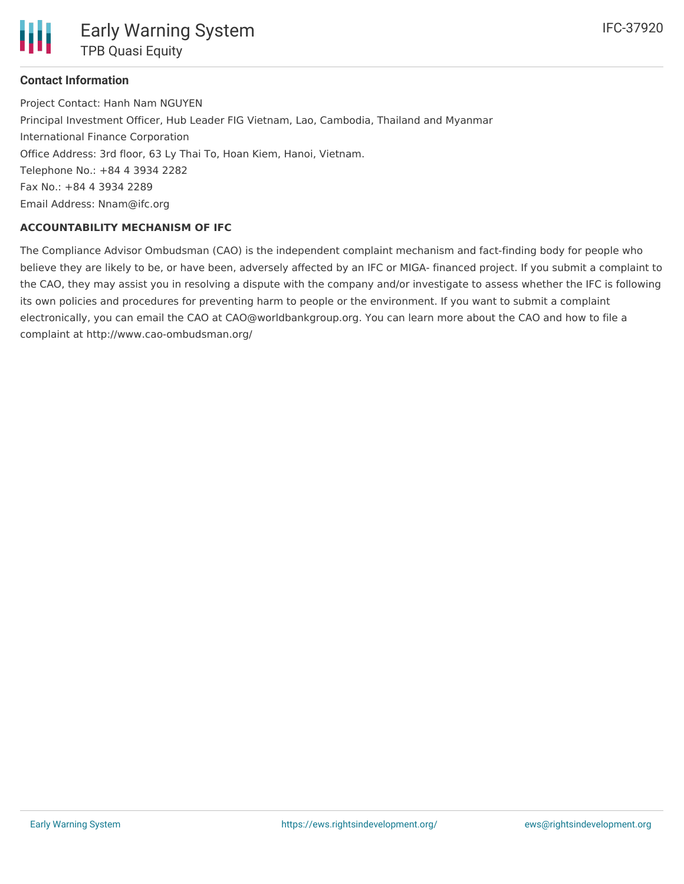### Contact Information

Project Contact: Hanh Nam NGUYEN

Principal Investment Officer, Hub Leader FIG Vietnam, Lao, Cambodia, Thailand and Myanmar

International Finance Corporation

Office Address: 3rd floor, 63 Ly Thai To, Hoan Kiem, Hanoi, Vietnam.

Telephone No.: +84 4 3934 2282

Fax No.: +84 4 3934 2289

Email Address: Nnam@ifc.org

#### ACCOUNTABILITY MECHANISM OF IFC

The Compliance Advisor Ombudsman (CAO) is the independent complaint mechanism and fact-finding body for people who believe they are likely to be, or have been, adversely affected by an IFC or MIGA- financed project. If you submit a complaint to the CAO, they may assist you in resolving a dispute with the company and/or investigate to assess whether the IFC is following its own policies and procedures for preventing harm to people or the environment. If you want to submit a complaint electronically, you can email the CAO at CAO@worldbankgroup.org. You can learn more about the CAO and how to file a complaint at http://www.cao-ombudsman.org/